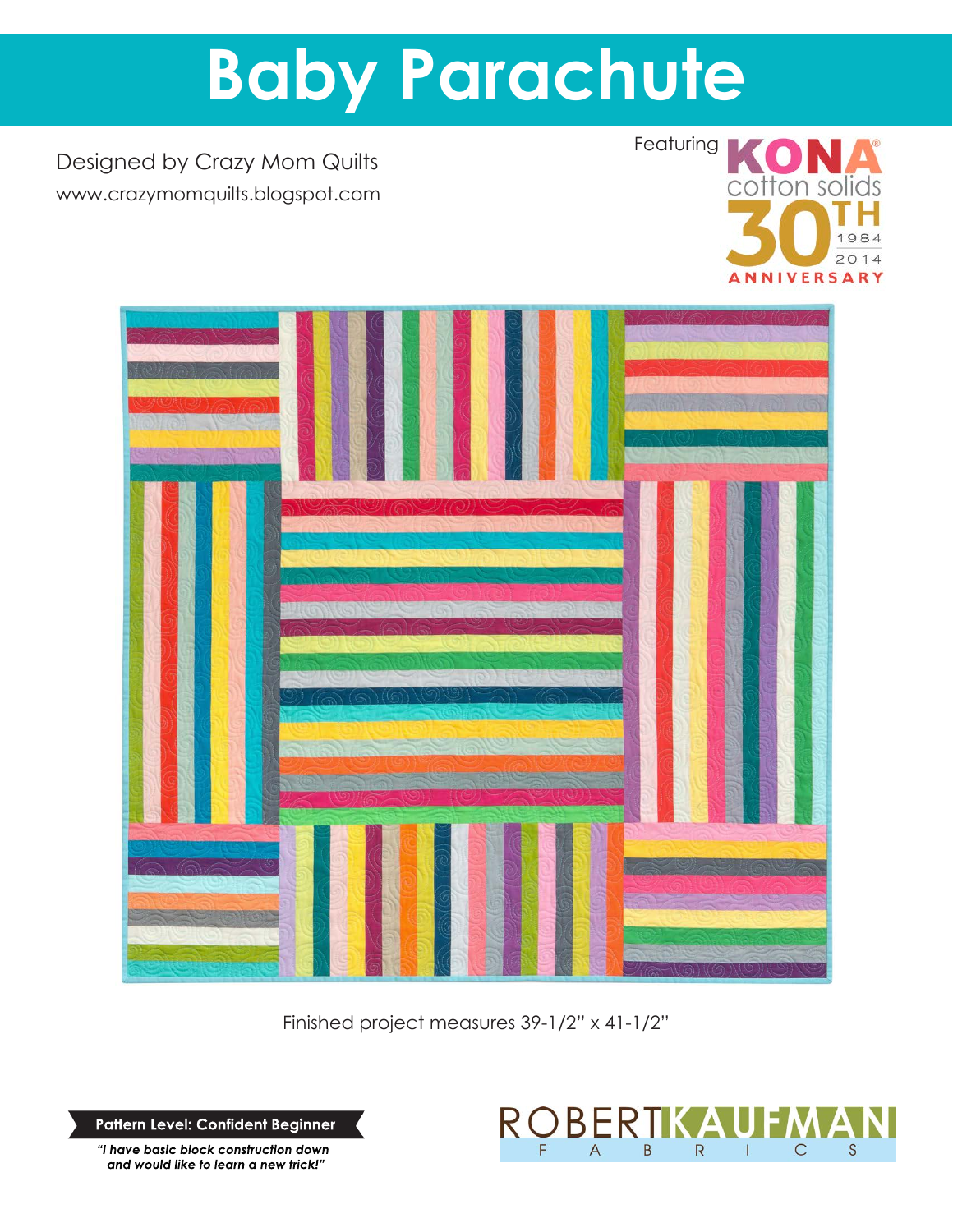# Baby Parachute

Designed by Crazy Mom Quilts
www.crazymomquilts.blogspot.com

Featuring KONA® cotton solids 30TH 1984 2014 ANNIVERSARY

Finished project measures 39-1/2" x 41-1/2"

**Pattern Level: Confident Beginner**

***"I have basic block construction down and would like to learn a new trick!"***

ROBERT KAUFMAN FABRICS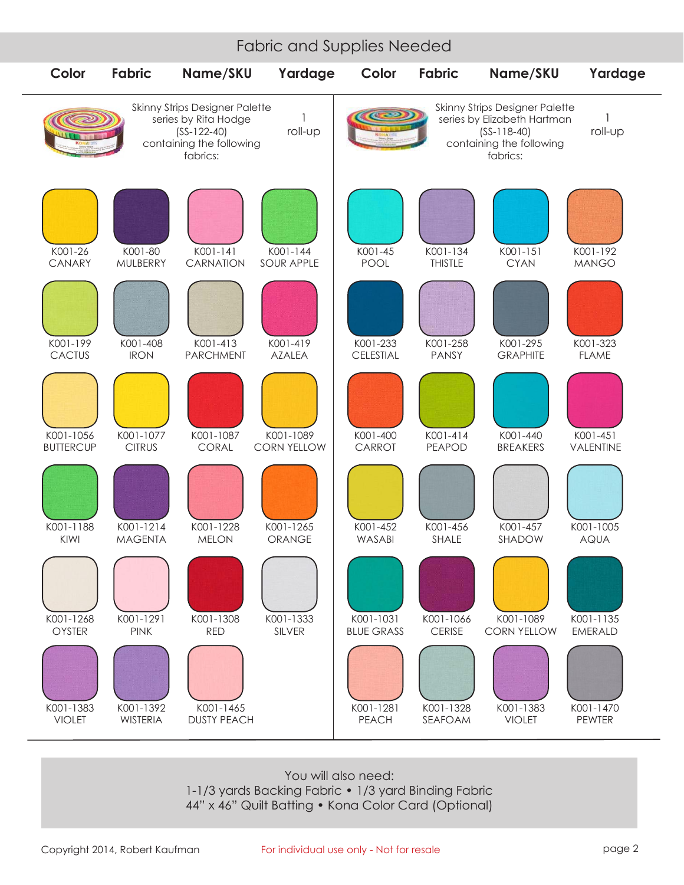# Fabric and Supplies Needed

| Color | Fabric | Name/SKU | Yardage | Color | Fabric | Name/SKU | Yardage |
|---|---|---|---|---|---|---|---|
| | Skinny Strips Designer Palette series by Rita Hodge (SS-122-40) containing the following fabrics: | | 1 roll-up | | Skinny Strips Designer Palette series by Elizabeth Hartman (SS-118-40) containing the following fabrics: | | 1 roll-up |

**Rita Hodge (SS-122-40):**

| | | | |
|---|---|---|---|
| K001-26 CANARY | K001-80 MULBERRY | K001-141 CARNATION | K001-144 SOUR APPLE |
| K001-199 CACTUS | K001-408 IRON | K001-413 PARCHMENT | K001-419 AZALEA |
| K001-1056 BUTTERCUP | K001-1077 CITRUS | K001-1087 CORAL | K001-1089 CORN YELLOW |
| K001-1188 KIWI | K001-1214 MAGENTA | K001-1228 MELON | K001-1265 ORANGE |
| K001-1268 OYSTER | K001-1291 PINK | K001-1308 RED | K001-1333 SILVER |
| K001-1383 VIOLET | K001-1392 WISTERIA | K001-1465 DUSTY PEACH | |

**Elizabeth Hartman (SS-118-40):**

| | | | |
|---|---|---|---|
| K001-45 POOL | K001-134 THISTLE | K001-151 CYAN | K001-192 MANGO |
| K001-233 CELESTIAL | K001-258 PANSY | K001-295 GRAPHITE | K001-323 FLAME |
| K001-400 CARROT | K001-414 PEAPOD | K001-440 BREAKERS | K001-451 VALENTINE |
| K001-452 WASABI | K001-456 SHALE | K001-457 SHADOW | K001-1005 AQUA |
| K001-1031 BLUE GRASS | K001-1066 CERISE | K001-1089 CORN YELLOW | K001-1135 EMERALD |
| K001-1281 PEACH | K001-1328 SEAFOAM | K001-1383 VIOLET | K001-1470 PEWTER |

You will also need:
1-1/3 yards Backing Fabric • 1/3 yard Binding Fabric
44" x 46" Quilt Batting • Kona Color Card (Optional)

Copyright 2014, Robert Kaufman

For individual use only - Not for resale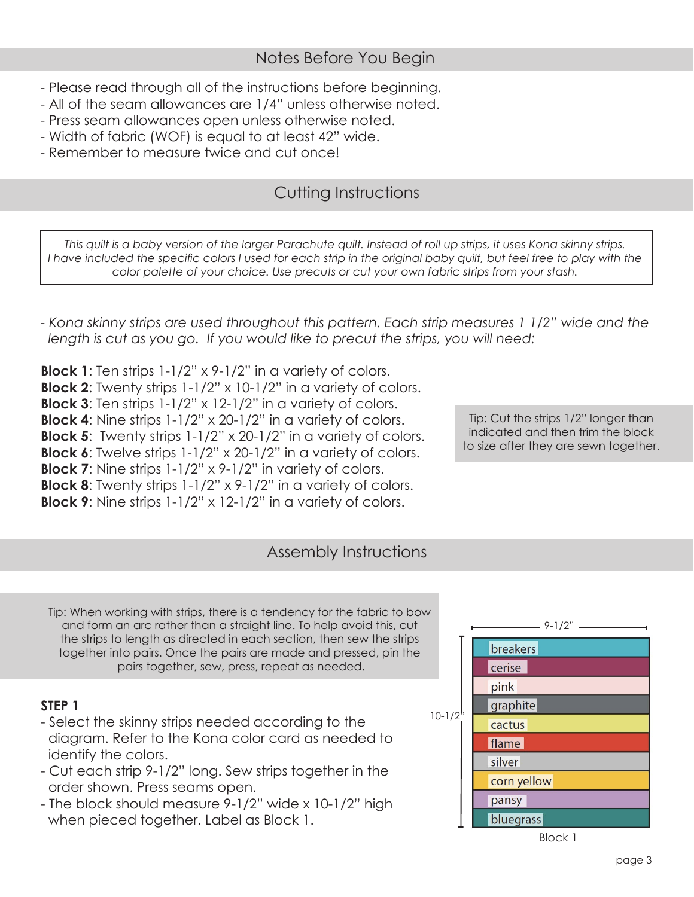## Notes Before You Begin

- Please read through all of the instructions before beginning.
- All of the seam allowances are 1/4" unless otherwise noted.
- Press seam allowances open unless otherwise noted.
- Width of fabric (WOF) is equal to at least 42" wide.
- Remember to measure twice and cut once!

## Cutting Instructions

*This quilt is a baby version of the larger Parachute quilt. Instead of roll up strips, it uses Kona skinny strips. I have included the specific colors I used for each strip in the original baby quilt, but feel free to play with the color palette of your choice. Use precuts or cut your own fabric strips from your stash.*

- *Kona skinny strips are used throughout this pattern. Each strip measures 1 1/2" wide and the length is cut as you go. If you would like to precut the strips, you will need:*

**Block 1**: Ten strips 1-1/2" x 9-1/2" in a variety of colors.
**Block 2**: Twenty strips 1-1/2" x 10-1/2" in a variety of colors.
**Block 3**: Ten strips 1-1/2" x 12-1/2" in a variety of colors.
**Block 4**: Nine strips 1-1/2" x 20-1/2" in a variety of colors.
**Block 5**: Twenty strips 1-1/2" x 20-1/2" in a variety of colors.
**Block 6**: Twelve strips 1-1/2" x 20-1/2" in a variety of colors.
**Block 7**: Nine strips 1-1/2" x 9-1/2" in variety of colors.
**Block 8**: Twenty strips 1-1/2" x 9-1/2" in a variety of colors.
**Block 9**: Nine strips 1-1/2" x 12-1/2" in a variety of colors.

Tip: Cut the strips 1/2" longer than indicated and then trim the block to size after they are sewn together.

## Assembly Instructions

Tip: When working with strips, there is a tendency for the fabric to bow and form an arc rather than a straight line. To help avoid this, cut the strips to length as directed in each section, then sew the strips together into pairs. Once the pairs are made and pressed, pin the pairs together, sew, press, repeat as needed.

### STEP 1

- Select the skinny strips needed according to the diagram. Refer to the Kona color card as needed to identify the colors.
- Cut each strip 9-1/2" long. Sew strips together in the order shown. Press seams open.
- The block should measure 9-1/2" wide x 10-1/2" high when pieced together. Label as Block 1.

9-1/2"

10-1/2"

breakers
cerise
pink
graphite
cactus
flame
silver
corn yellow
pansy
bluegrass

Block 1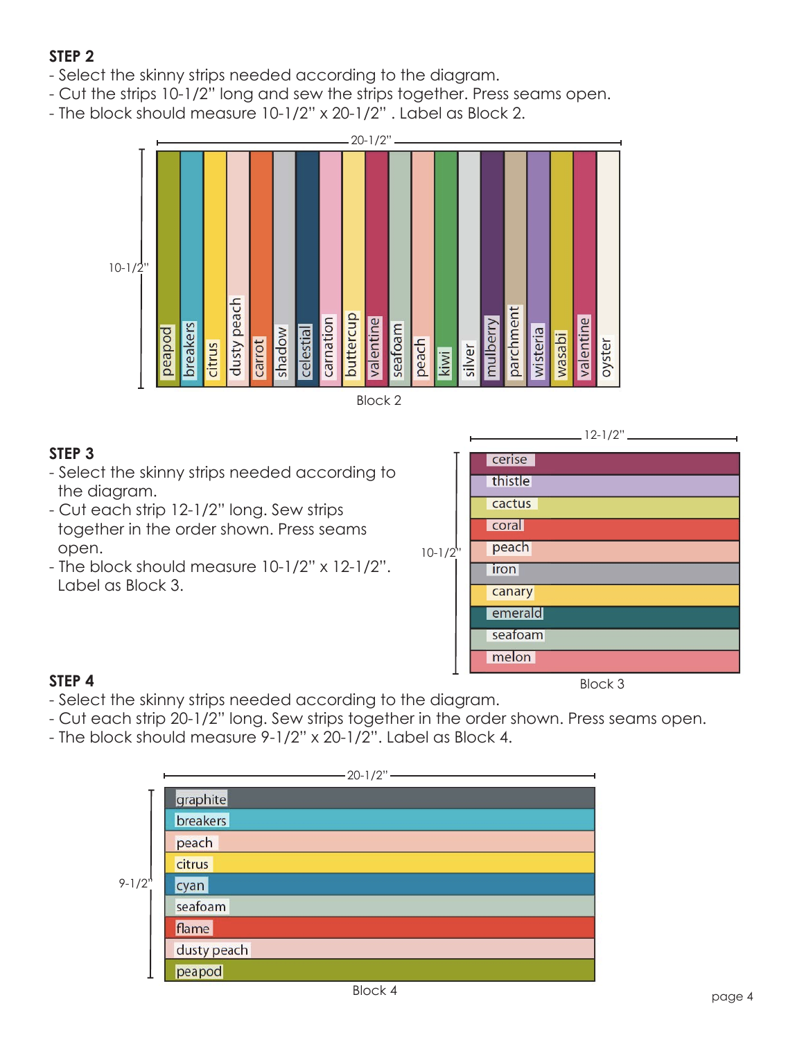**STEP 2**

- Select the skinny strips needed according to the diagram.
- Cut the strips 10-1/2" long and sew the strips together. Press seams open.
- The block should measure 10-1/2" x 20-1/2" . Label as Block 2.

20-1/2"

10-1/2"

peapod, breakers, citrus, dusty peach, carrot, shadow, celestial, carnation, buttercup, valentine, seafoam, peach, kiwi, silver, mulberry, parchment, wisteria, wasabi, valentine, oyster

Block 2

**STEP 3**

- Select the skinny strips needed according to the diagram.
- Cut each strip 12-1/2" long. Sew strips together in the order shown. Press seams open.
- The block should measure 10-1/2" x 12-1/2". Label as Block 3.

12-1/2"

10-1/2"

cerise
thistle
cactus
coral
peach
iron
canary
emerald
seafoam
melon

Block 3

**STEP 4**

- Select the skinny strips needed according to the diagram.
- Cut each strip 20-1/2" long. Sew strips together in the order shown. Press seams open.
- The block should measure 9-1/2" x 20-1/2". Label as Block 4.

20-1/2"

9-1/2"

graphite
breakers
peach
citrus
cyan
seafoam
flame
dusty peach
peapod

Block 4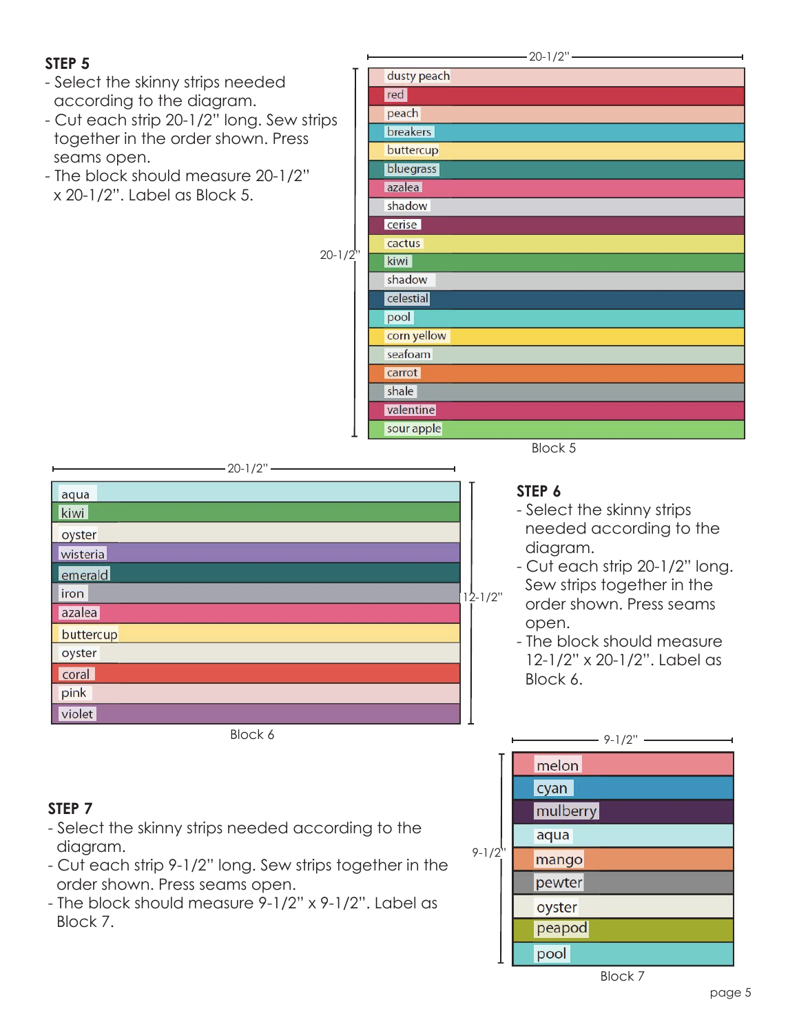### STEP 5

- Select the skinny strips needed according to the diagram.
- Cut each strip 20-1/2" long. Sew strips together in the order shown. Press seams open.
- The block should measure 20-1/2" x 20-1/2". Label as Block 5.

20-1/2"

20-1/2"

dusty peach
red
peach
breakers
buttercup
bluegrass
azalea
shadow
cerise
cactus
kiwi
shadow
celestial
pool
corn yellow
seafoam
carrot
shale
valentine
sour apple

Block 5

20-1/2"

12-1/2"

aqua
kiwi
oyster
wisteria
emerald
iron
azalea
buttercup
oyster
coral
pink
violet

Block 6

### STEP 6

- Select the skinny strips needed according to the diagram.
- Cut each strip 20-1/2" long. Sew strips together in the order shown. Press seams open.
- The block should measure 12-1/2" x 20-1/2". Label as Block 6.

### STEP 7

- Select the skinny strips needed according to the diagram.
- Cut each strip 9-1/2" long. Sew strips together in the order shown. Press seams open.
- The block should measure 9-1/2" x 9-1/2". Label as Block 7.

9-1/2"

9-1/2"

melon
cyan
mulberry
aqua
mango
pewter
oyster
peapod
pool

Block 7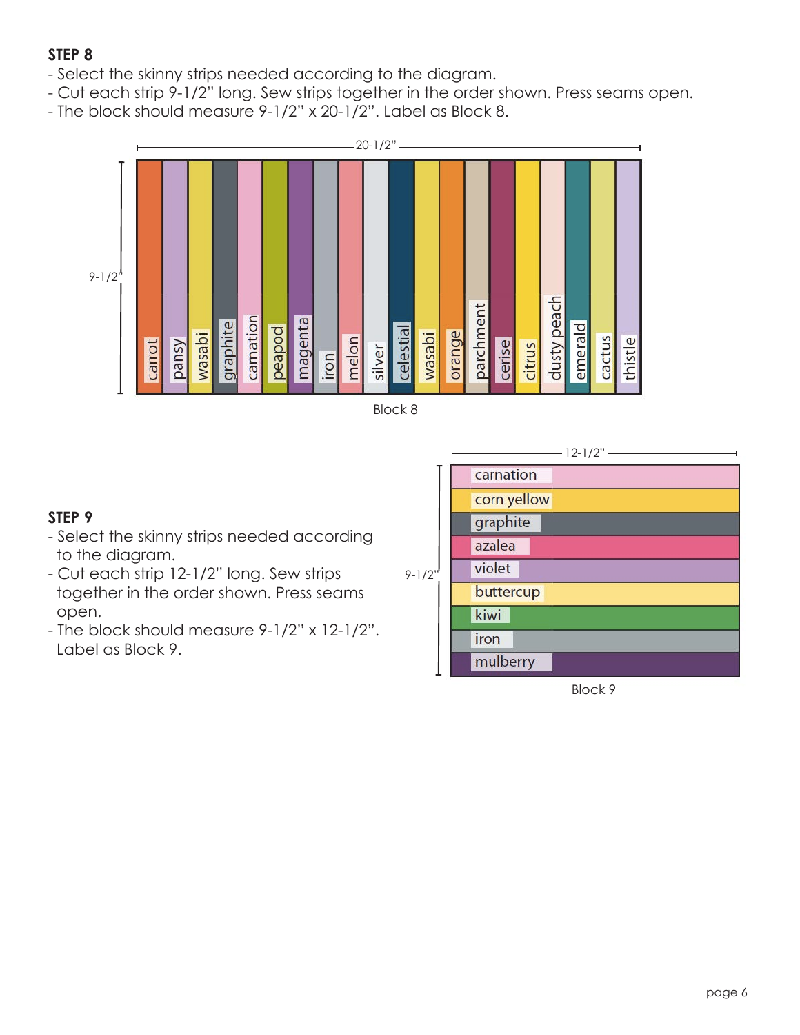### STEP 8

- Select the skinny strips needed according to the diagram.
- Cut each strip 9-1/2" long. Sew strips together in the order shown. Press seams open.
- The block should measure 9-1/2" x 20-1/2". Label as Block 8.

20-1/2"

9-1/2"

carrot, pansy, wasabi, graphite, carnation, peapod, magenta, iron, melon, silver, celestial, wasabi, orange, parchment, cerise, citrus, dusty peach, emerald, cactus, thistle

Block 8

### STEP 9

- Select the skinny strips needed according to the diagram.
- Cut each strip 12-1/2" long. Sew strips together in the order shown. Press seams open.
- The block should measure 9-1/2" x 12-1/2". Label as Block 9.

12-1/2"

9-1/2"

carnation
corn yellow
graphite
azalea
violet
buttercup
kiwi
iron
mulberry

Block 9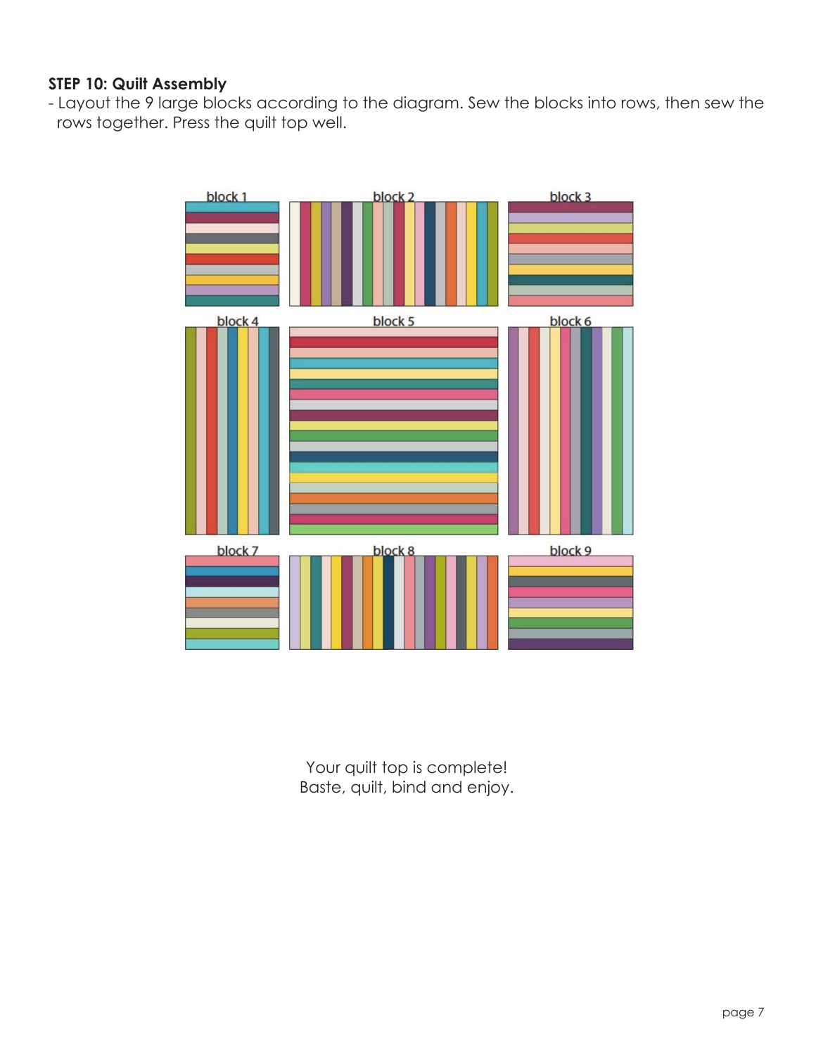**STEP 10: Quilt Assembly**

- Layout the 9 large blocks according to the diagram. Sew the blocks into rows, then sew the rows together. Press the quilt top well.

block 1

block 2

block 3

block 4

block 5

block 6

block 7

block 8

block 9

Your quilt top is complete!
Baste, quilt, bind and enjoy.